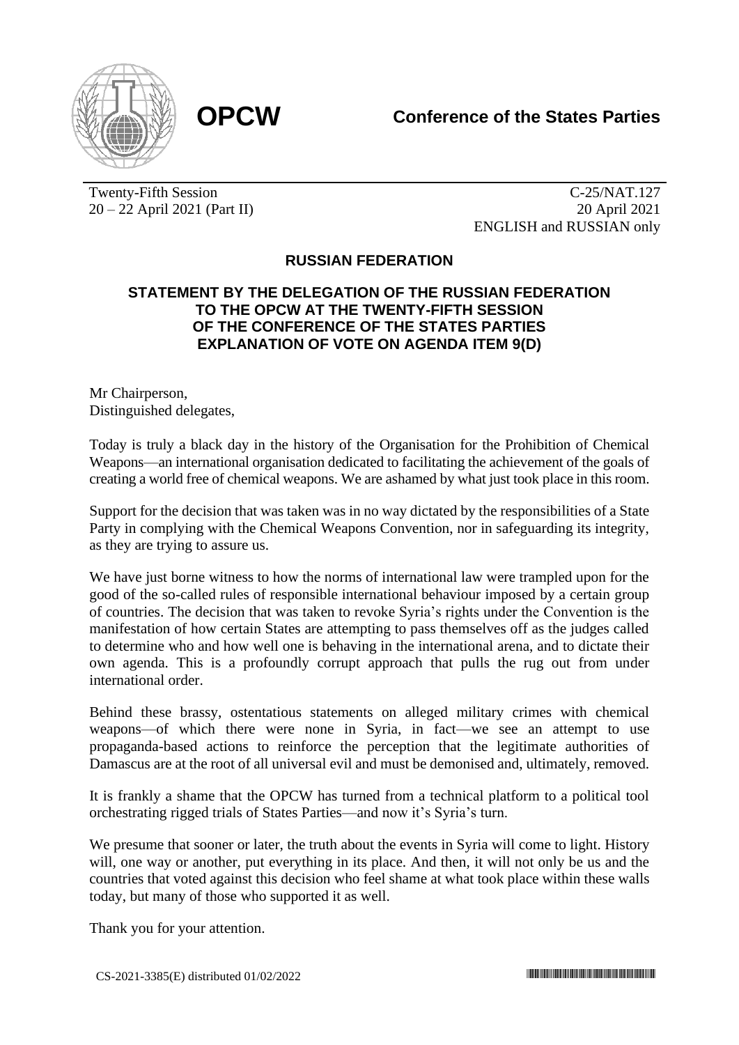**OPCW**

**Conference of the States Parties**

Twenty-Fifth Session
20 – 22 April 2021 (Part II)

C-25/NAT.127
20 April 2021
ENGLISH and RUSSIAN only

## RUSSIAN FEDERATION

## STATEMENT BY THE DELEGATION OF THE RUSSIAN FEDERATION TO THE OPCW AT THE TWENTY-FIFTH SESSION OF THE CONFERENCE OF THE STATES PARTIES EXPLANATION OF VOTE ON AGENDA ITEM 9(D)

Mr Chairperson,
Distinguished delegates,

Today is truly a black day in the history of the Organisation for the Prohibition of Chemical Weapons—an international organisation dedicated to facilitating the achievement of the goals of creating a world free of chemical weapons. We are ashamed by what just took place in this room.

Support for the decision that was taken was in no way dictated by the responsibilities of a State Party in complying with the Chemical Weapons Convention, nor in safeguarding its integrity, as they are trying to assure us.

We have just borne witness to how the norms of international law were trampled upon for the good of the so-called rules of responsible international behaviour imposed by a certain group of countries. The decision that was taken to revoke Syria's rights under the Convention is the manifestation of how certain States are attempting to pass themselves off as the judges called to determine who and how well one is behaving in the international arena, and to dictate their own agenda. This is a profoundly corrupt approach that pulls the rug out from under international order.

Behind these brassy, ostentatious statements on alleged military crimes with chemical weapons—of which there were none in Syria, in fact—we see an attempt to use propaganda-based actions to reinforce the perception that the legitimate authorities of Damascus are at the root of all universal evil and must be demonised and, ultimately, removed.

It is frankly a shame that the OPCW has turned from a technical platform to a political tool orchestrating rigged trials of States Parties—and now it's Syria's turn.

We presume that sooner or later, the truth about the events in Syria will come to light. History will, one way or another, put everything in its place. And then, it will not only be us and the countries that voted against this decision who feel shame at what took place within these walls today, but many of those who supported it as well.

Thank you for your attention.

CS-2021-3385(E) distributed 01/02/2022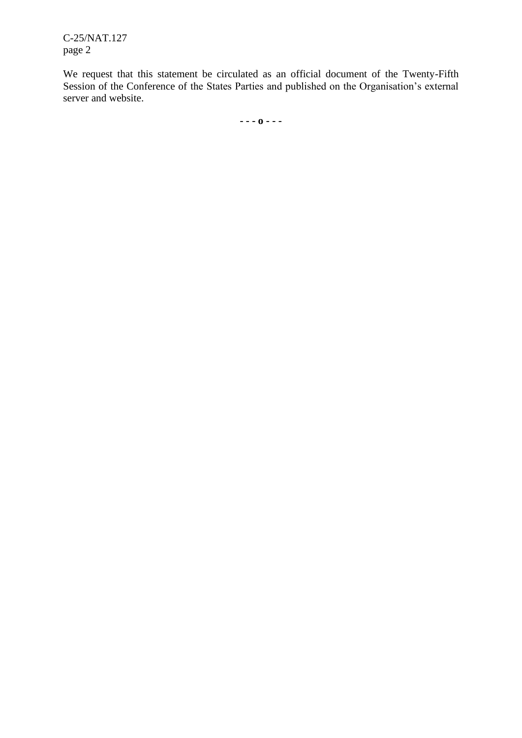We request that this statement be circulated as an official document of the Twenty-Fifth Session of the Conference of the States Parties and published on the Organisation's external server and website.

- - - o - - -